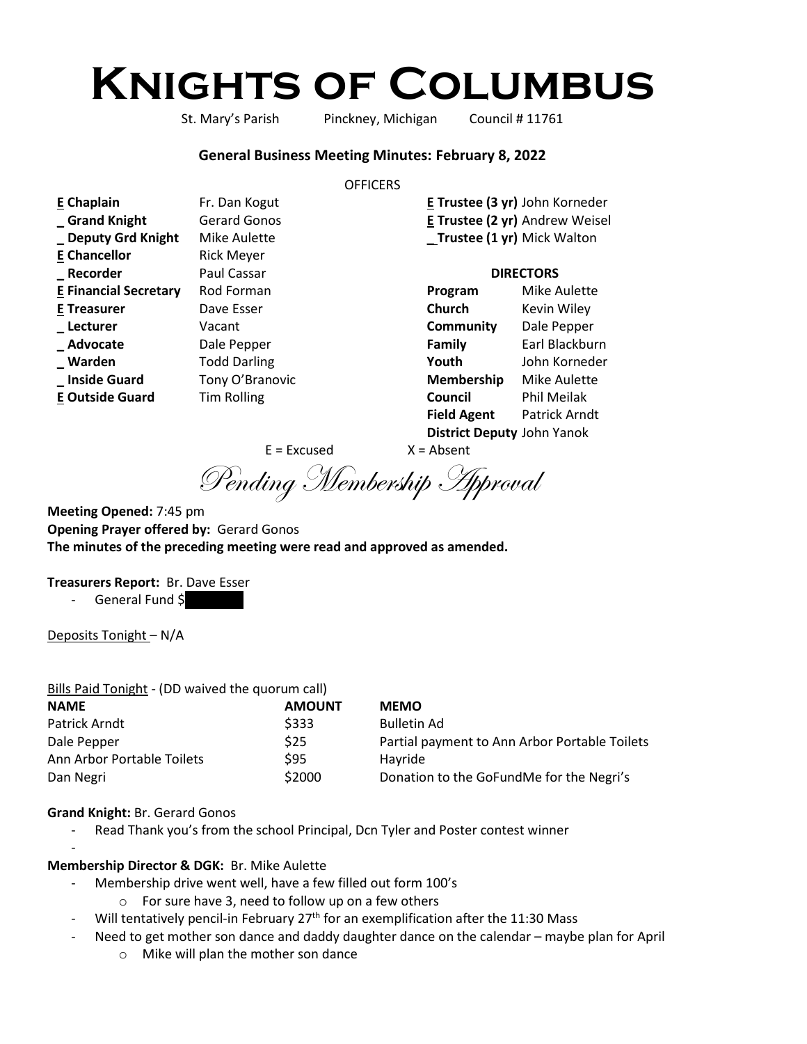# Knights of Columbus

St. Mary's Parish Pinckney, Michigan Council # 11761

**General Business Meeting Minutes: February 8, 2022**

OFFICERS

| | |
|---|---|
| **E Chaplain** | Fr. Dan Kogut |
| **_ Grand Knight** | Gerard Gonos |
| **_ Deputy Grd Knight** | Mike Aulette |
| **E Chancellor** | Rick Meyer |
| **_ Recorder** | Paul Cassar |
| **E Financial Secretary** | Rod Forman |
| **E Treasurer** | Dave Esser |
| **_ Lecturer** | Vacant |
| **_ Advocate** | Dale Pepper |
| **_ Warden** | Todd Darling |
| **_ Inside Guard** | Tony O'Branovic |
| **E Outside Guard** | Tim Rolling |

**E Trustee (3 yr)** John Korneder
**E Trustee (2 yr)** Andrew Weisel
**_ Trustee (1 yr)** Mick Walton

**DIRECTORS**

| | |
|---|---|
| **Program** | Mike Aulette |
| **Church** | Kevin Wiley |
| **Community** | Dale Pepper |
| **Family** | Earl Blackburn |
| **Youth** | John Korneder |
| **Membership** | Mike Aulette |
| **Council** | Phil Meilak |
| **Field Agent** | Patrick Arndt |
| **District Deputy** | John Yanok |

E = Excused X = Absent

*Pending Membership Approval*

**Meeting Opened:** 7:45 pm
**Opening Prayer offered by:** Gerard Gonos
**The minutes of the preceding meeting were read and approved as amended.**

**Treasurers Report:** Br. Dave Esser
- General Fund $

Deposits Tonight – N/A

Bills Paid Tonight - (DD waived the quorum call)

| **NAME** | **AMOUNT** | **MEMO** |
|---|---|---|
| Patrick Arndt | $333 | Bulletin Ad |
| Dale Pepper | $25 | Partial payment to Ann Arbor Portable Toilets |
| Ann Arbor Portable Toilets | $95 | Hayride |
| Dan Negri | $2000 | Donation to the GoFundMe for the Negri's |

**Grand Knight:** Br. Gerard Gonos
- Read Thank you's from the school Principal, Dcn Tyler and Poster contest winner
-

**Membership Director & DGK:** Br. Mike Aulette
- Membership drive went well, have a few filled out form 100's
  - For sure have 3, need to follow up on a few others
- Will tentatively pencil-in February 27th for an exemplification after the 11:30 Mass
- Need to get mother son dance and daddy daughter dance on the calendar – maybe plan for April
  - Mike will plan the mother son dance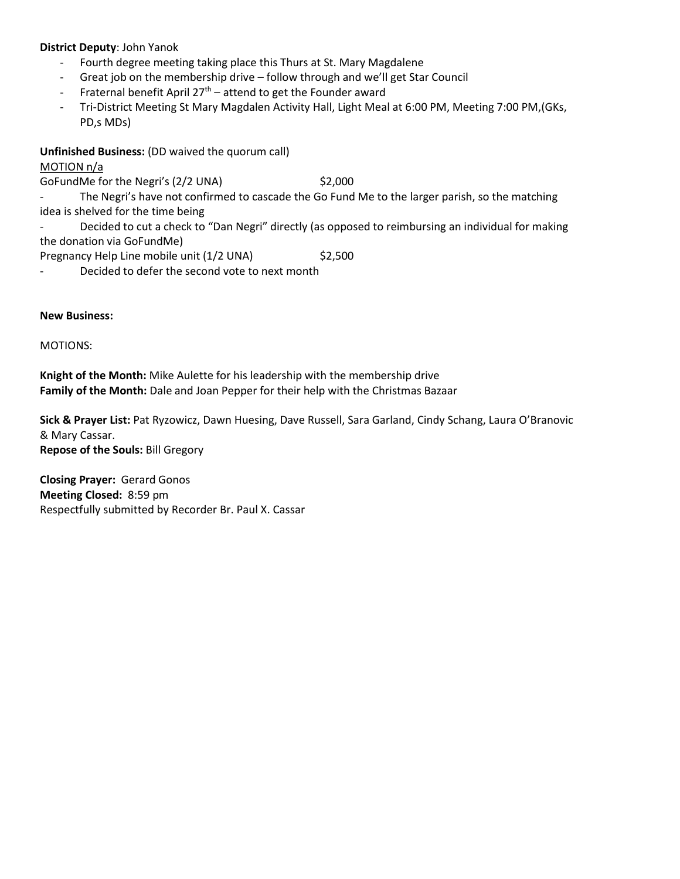**District Deputy**: John Yanok

- Fourth degree meeting taking place this Thurs at St. Mary Magdalene
- Great job on the membership drive – follow through and we'll get Star Council
- Fraternal benefit April 27th – attend to get the Founder award
- Tri-District Meeting St Mary Magdalen Activity Hall, Light Meal at 6:00 PM, Meeting 7:00 PM,(GKs, PD,s MDs)

**Unfinished Business:** (DD waived the quorum call)

MOTION n/a

GoFundMe for the Negri's (2/2 UNA) $2,000

- The Negri's have not confirmed to cascade the Go Fund Me to the larger parish, so the matching idea is shelved for the time being
- Decided to cut a check to "Dan Negri" directly (as opposed to reimbursing an individual for making the donation via GoFundMe)

Pregnancy Help Line mobile unit (1/2 UNA) $2,500

- Decided to defer the second vote to next month

**New Business:**

MOTIONS:

**Knight of the Month:** Mike Aulette for his leadership with the membership drive
**Family of the Month:** Dale and Joan Pepper for their help with the Christmas Bazaar

**Sick & Prayer List:** Pat Ryzowicz, Dawn Huesing, Dave Russell, Sara Garland, Cindy Schang, Laura O'Branovic & Mary Cassar.
**Repose of the Souls:** Bill Gregory

**Closing Prayer:** Gerard Gonos
**Meeting Closed:** 8:59 pm
Respectfully submitted by Recorder Br. Paul X. Cassar